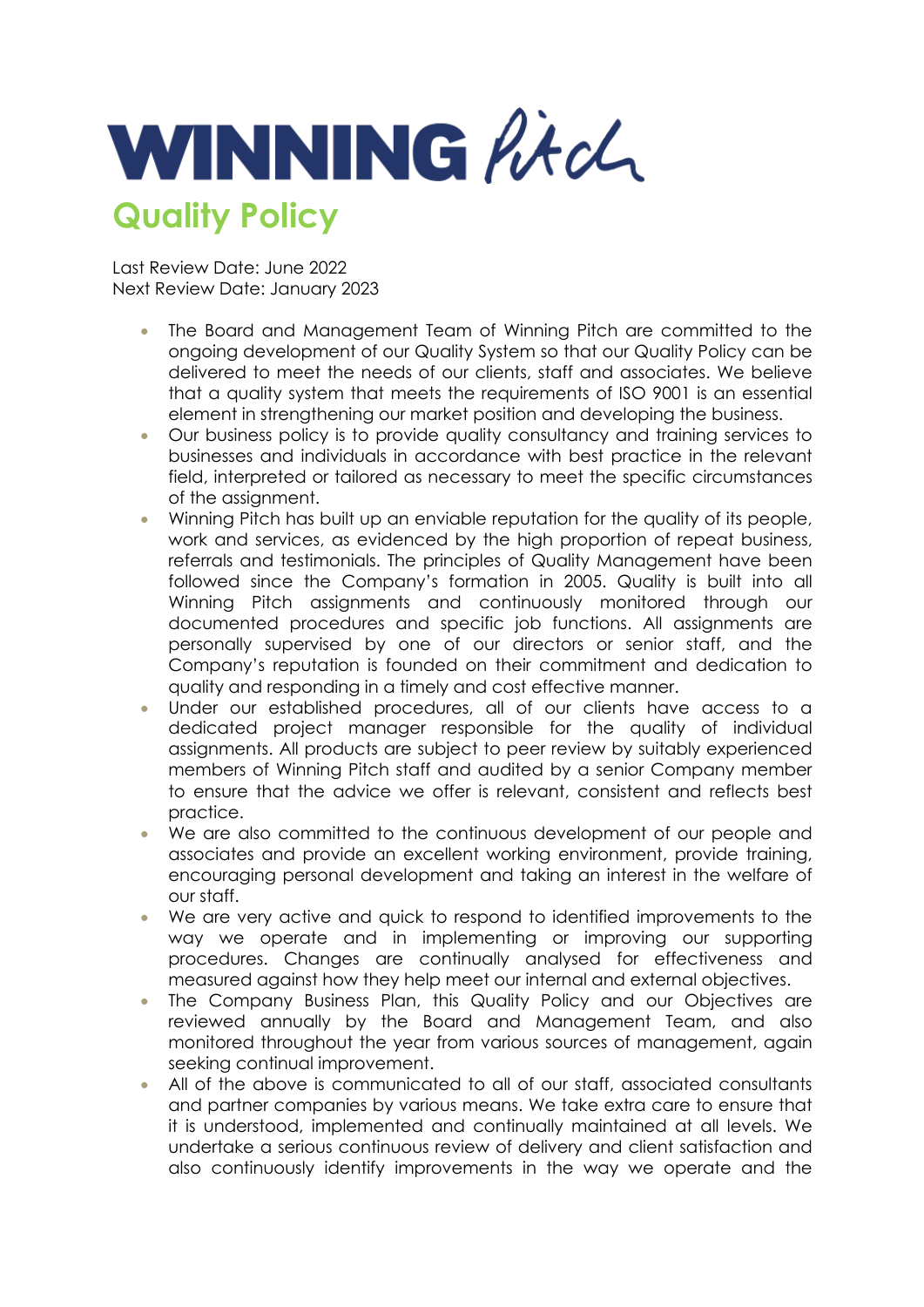# WINNING Pitch

## Quality Policy

Last Review Date: June 2022
Next Review Date: January 2023

- The Board and Management Team of Winning Pitch are committed to the ongoing development of our Quality System so that our Quality Policy can be delivered to meet the needs of our clients, staff and associates. We believe that a quality system that meets the requirements of ISO 9001 is an essential element in strengthening our market position and developing the business.
- Our business policy is to provide quality consultancy and training services to businesses and individuals in accordance with best practice in the relevant field, interpreted or tailored as necessary to meet the specific circumstances of the assignment.
- Winning Pitch has built up an enviable reputation for the quality of its people, work and services, as evidenced by the high proportion of repeat business, referrals and testimonials. The principles of Quality Management have been followed since the Company's formation in 2005. Quality is built into all Winning Pitch assignments and continuously monitored through our documented procedures and specific job functions. All assignments are personally supervised by one of our directors or senior staff, and the Company's reputation is founded on their commitment and dedication to quality and responding in a timely and cost effective manner.
- Under our established procedures, all of our clients have access to a dedicated project manager responsible for the quality of individual assignments. All products are subject to peer review by suitably experienced members of Winning Pitch staff and audited by a senior Company member to ensure that the advice we offer is relevant, consistent and reflects best practice.
- We are also committed to the continuous development of our people and associates and provide an excellent working environment, provide training, encouraging personal development and taking an interest in the welfare of our staff.
- We are very active and quick to respond to identified improvements to the way we operate and in implementing or improving our supporting procedures. Changes are continually analysed for effectiveness and measured against how they help meet our internal and external objectives.
- The Company Business Plan, this Quality Policy and our Objectives are reviewed annually by the Board and Management Team, and also monitored throughout the year from various sources of management, again seeking continual improvement.
- All of the above is communicated to all of our staff, associated consultants and partner companies by various means. We take extra care to ensure that it is understood, implemented and continually maintained at all levels. We undertake a serious continuous review of delivery and client satisfaction and also continuously identify improvements in the way we operate and the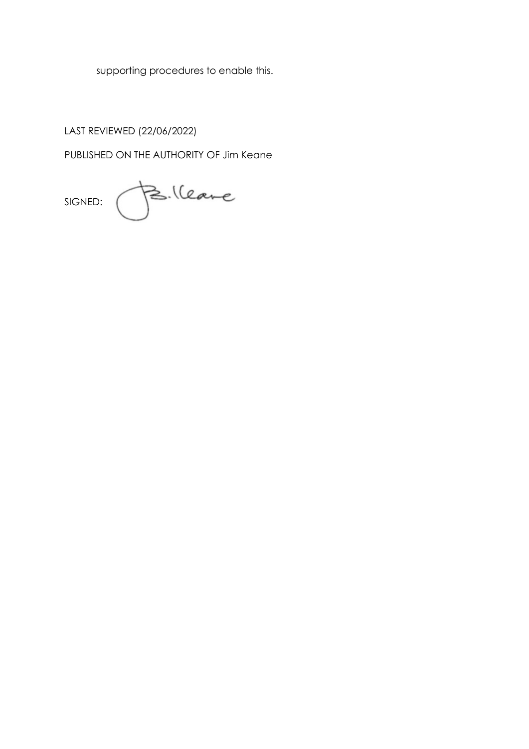supporting procedures to enable this.

LAST REVIEWED (22/06/2022)

PUBLISHED ON THE AUTHORITY OF Jim Keane

SIGNED: